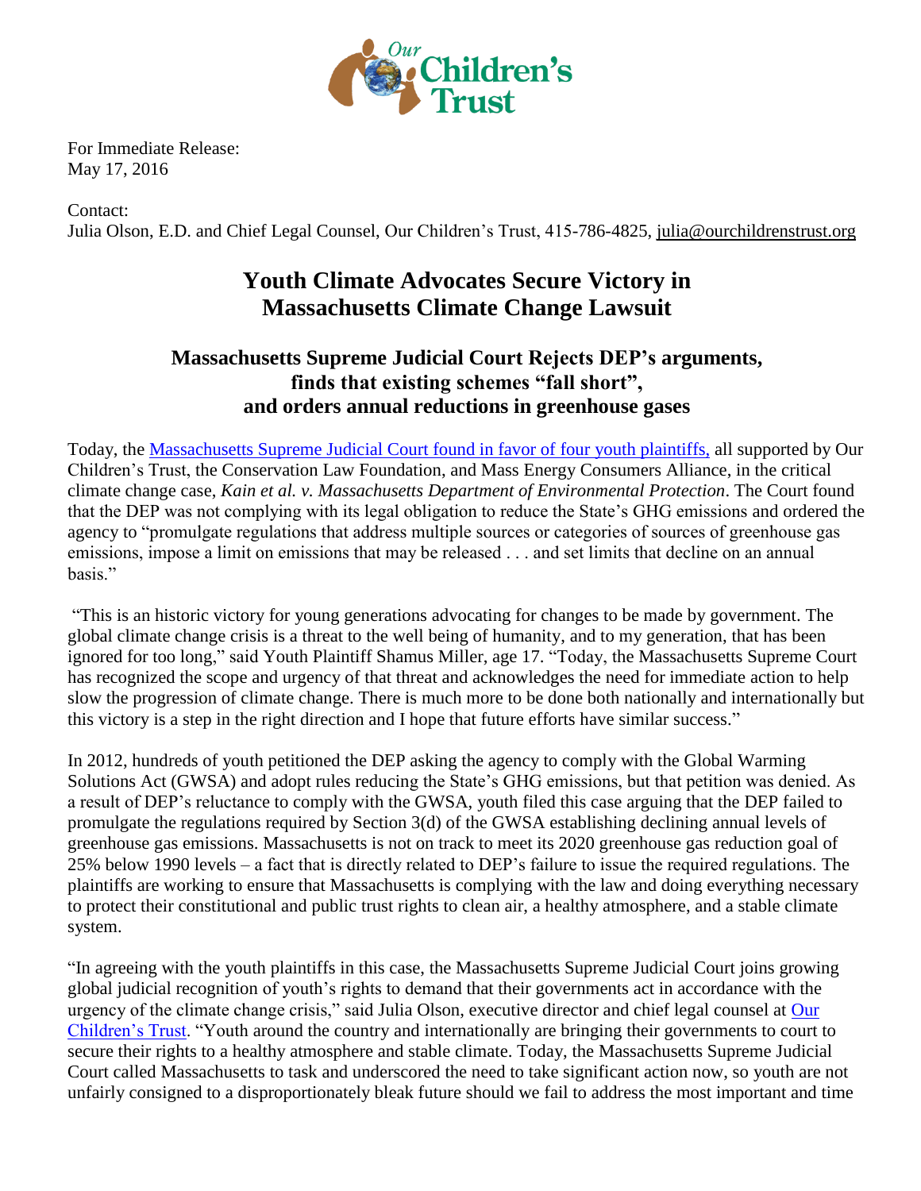For Immediate Release:
May 17, 2016

Contact:
Julia Olson, E.D. and Chief Legal Counsel, Our Children's Trust, 415-786-4825, julia@ourchildrenstrust.org

# Youth Climate Advocates Secure Victory in Massachusetts Climate Change Lawsuit

## Massachusetts Supreme Judicial Court Rejects DEP's arguments, finds that existing schemes "fall short", and orders annual reductions in greenhouse gases

Today, the Massachusetts Supreme Judicial Court found in favor of four youth plaintiffs, all supported by Our Children's Trust, the Conservation Law Foundation, and Mass Energy Consumers Alliance, in the critical climate change case, *Kain et al. v. Massachusetts Department of Environmental Protection*. The Court found that the DEP was not complying with its legal obligation to reduce the State's GHG emissions and ordered the agency to "promulgate regulations that address multiple sources or categories of sources of greenhouse gas emissions, impose a limit on emissions that may be released . . . and set limits that decline on an annual basis."

"This is an historic victory for young generations advocating for changes to be made by government. The global climate change crisis is a threat to the well being of humanity, and to my generation, that has been ignored for too long," said Youth Plaintiff Shamus Miller, age 17. "Today, the Massachusetts Supreme Court has recognized the scope and urgency of that threat and acknowledges the need for immediate action to help slow the progression of climate change. There is much more to be done both nationally and internationally but this victory is a step in the right direction and I hope that future efforts have similar success."

In 2012, hundreds of youth petitioned the DEP asking the agency to comply with the Global Warming Solutions Act (GWSA) and adopt rules reducing the State's GHG emissions, but that petition was denied. As a result of DEP's reluctance to comply with the GWSA, youth filed this case arguing that the DEP failed to promulgate the regulations required by Section 3(d) of the GWSA establishing declining annual levels of greenhouse gas emissions. Massachusetts is not on track to meet its 2020 greenhouse gas reduction goal of 25% below 1990 levels – a fact that is directly related to DEP's failure to issue the required regulations. The plaintiffs are working to ensure that Massachusetts is complying with the law and doing everything necessary to protect their constitutional and public trust rights to clean air, a healthy atmosphere, and a stable climate system.

"In agreeing with the youth plaintiffs in this case, the Massachusetts Supreme Judicial Court joins growing global judicial recognition of youth's rights to demand that their governments act in accordance with the urgency of the climate change crisis," said Julia Olson, executive director and chief legal counsel at Our Children's Trust. "Youth around the country and internationally are bringing their governments to court to secure their rights to a healthy atmosphere and stable climate. Today, the Massachusetts Supreme Judicial Court called Massachusetts to task and underscored the need to take significant action now, so youth are not unfairly consigned to a disproportionately bleak future should we fail to address the most important and time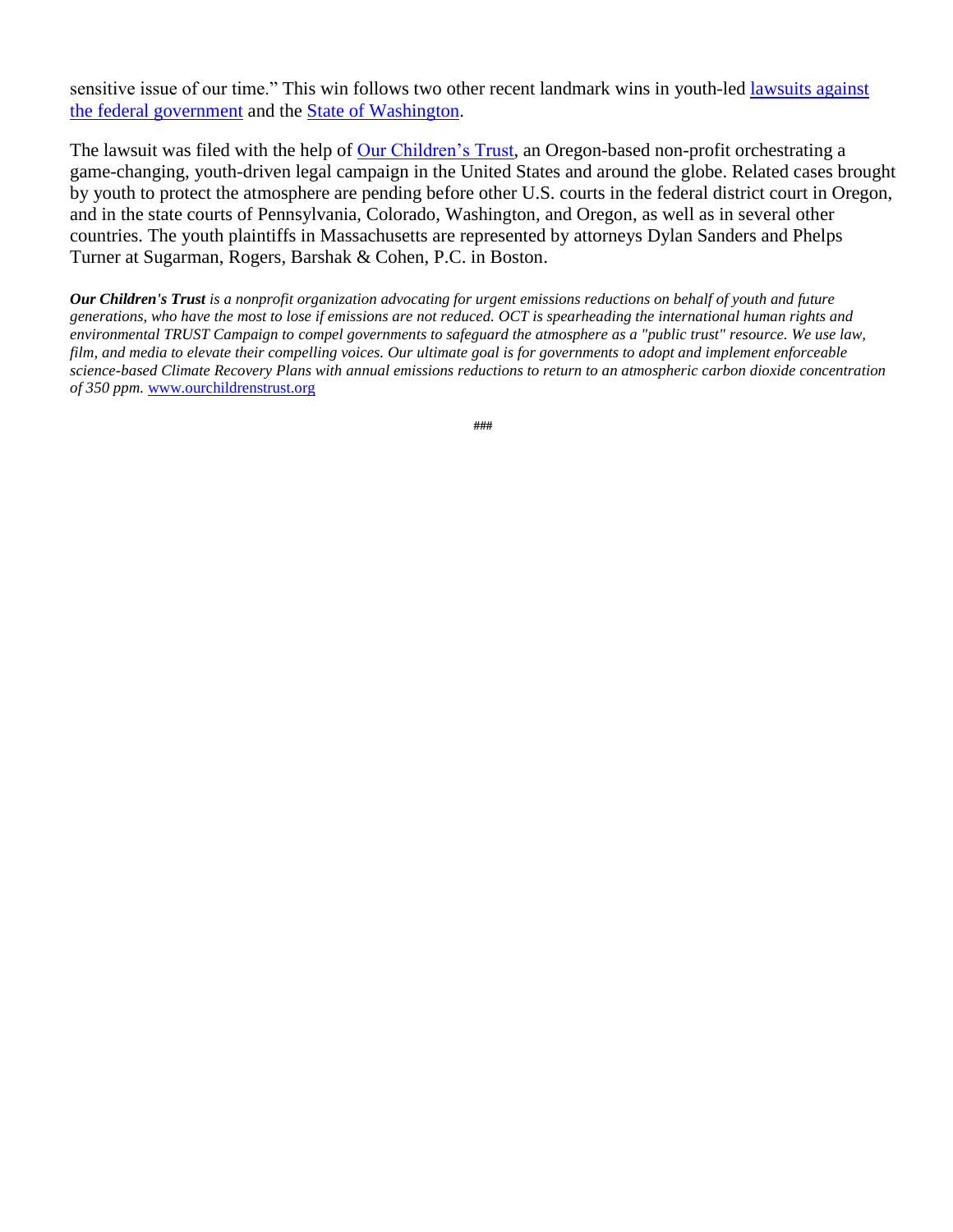sensitive issue of our time." This win follows two other recent landmark wins in youth-led lawsuits against the federal government and the State of Washington.

The lawsuit was filed with the help of Our Children's Trust, an Oregon-based non-profit orchestrating a game-changing, youth-driven legal campaign in the United States and around the globe. Related cases brought by youth to protect the atmosphere are pending before other U.S. courts in the federal district court in Oregon, and in the state courts of Pennsylvania, Colorado, Washington, and Oregon, as well as in several other countries. The youth plaintiffs in Massachusetts are represented by attorneys Dylan Sanders and Phelps Turner at Sugarman, Rogers, Barshak & Cohen, P.C. in Boston.

***Our Children's Trust** is a nonprofit organization advocating for urgent emissions reductions on behalf of youth and future generations, who have the most to lose if emissions are not reduced. OCT is spearheading the international human rights and environmental TRUST Campaign to compel governments to safeguard the atmosphere as a "public trust" resource. We use law, film, and media to elevate their compelling voices. Our ultimate goal is for governments to adopt and implement enforceable science-based Climate Recovery Plans with annual emissions reductions to return to an atmospheric carbon dioxide concentration of 350 ppm.* www.ourchildrenstrust.org

###